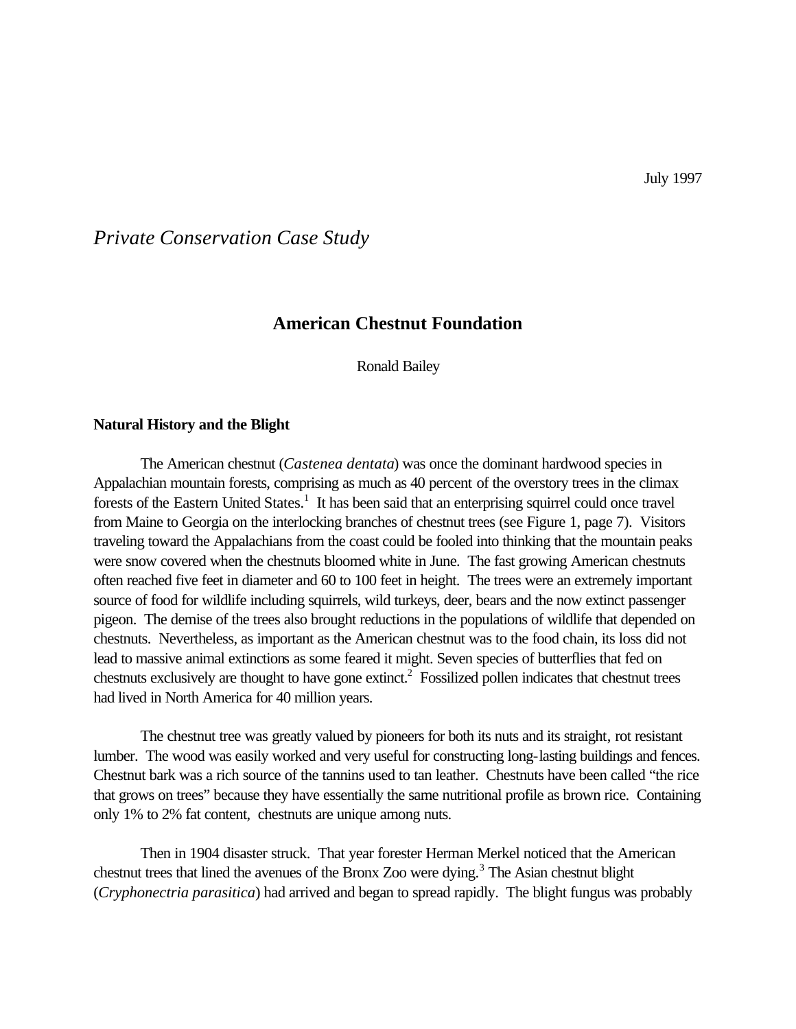July 1997

*Private Conservation Case Study*

# American Chestnut Foundation

Ronald Bailey

## Natural History and the Blight

The American chestnut (*Castenea dentata*) was once the dominant hardwood species in Appalachian mountain forests, comprising as much as 40 percent of the overstory trees in the climax forests of the Eastern United States.[1] It has been said that an enterprising squirrel could once travel from Maine to Georgia on the interlocking branches of chestnut trees (see Figure 1, page 7). Visitors traveling toward the Appalachians from the coast could be fooled into thinking that the mountain peaks were snow covered when the chestnuts bloomed white in June. The fast growing American chestnuts often reached five feet in diameter and 60 to 100 feet in height. The trees were an extremely important source of food for wildlife including squirrels, wild turkeys, deer, bears and the now extinct passenger pigeon. The demise of the trees also brought reductions in the populations of wildlife that depended on chestnuts. Nevertheless, as important as the American chestnut was to the food chain, its loss did not lead to massive animal extinctions as some feared it might. Seven species of butterflies that fed on chestnuts exclusively are thought to have gone extinct.[2] Fossilized pollen indicates that chestnut trees had lived in North America for 40 million years.

The chestnut tree was greatly valued by pioneers for both its nuts and its straight, rot resistant lumber. The wood was easily worked and very useful for constructing long-lasting buildings and fences. Chestnut bark was a rich source of the tannins used to tan leather. Chestnuts have been called "the rice that grows on trees" because they have essentially the same nutritional profile as brown rice. Containing only 1% to 2% fat content, chestnuts are unique among nuts.

Then in 1904 disaster struck. That year forester Herman Merkel noticed that the American chestnut trees that lined the avenues of the Bronx Zoo were dying.[3] The Asian chestnut blight (*Cryphonectria parasitica*) had arrived and began to spread rapidly. The blight fungus was probably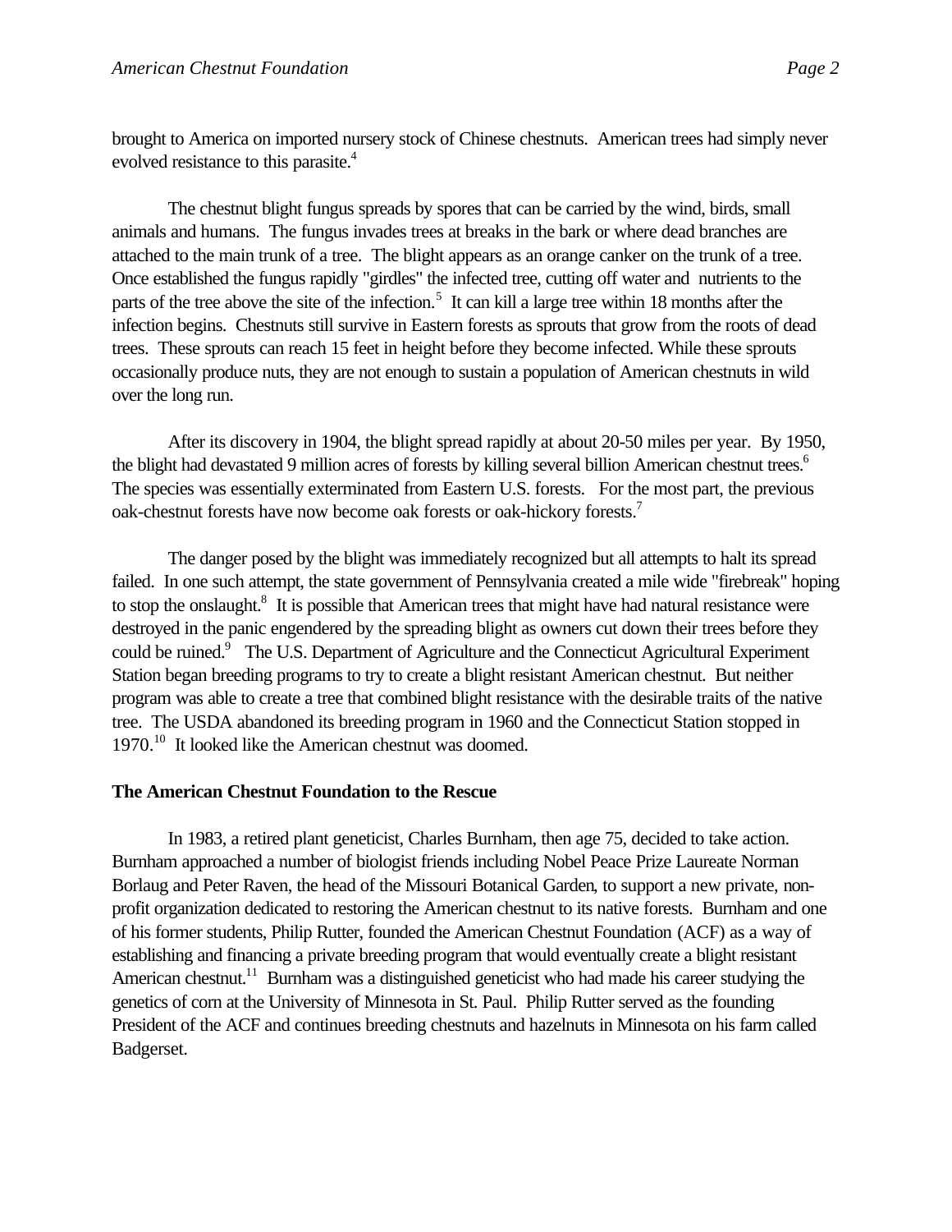brought to America on imported nursery stock of Chinese chestnuts. American trees had simply never evolved resistance to this parasite.[4]

The chestnut blight fungus spreads by spores that can be carried by the wind, birds, small animals and humans. The fungus invades trees at breaks in the bark or where dead branches are attached to the main trunk of a tree. The blight appears as an orange canker on the trunk of a tree. Once established the fungus rapidly "girdles" the infected tree, cutting off water and nutrients to the parts of the tree above the site of the infection.[5] It can kill a large tree within 18 months after the infection begins. Chestnuts still survive in Eastern forests as sprouts that grow from the roots of dead trees. These sprouts can reach 15 feet in height before they become infected. While these sprouts occasionally produce nuts, they are not enough to sustain a population of American chestnuts in wild over the long run.

After its discovery in 1904, the blight spread rapidly at about 20-50 miles per year. By 1950, the blight had devastated 9 million acres of forests by killing several billion American chestnut trees.[6] The species was essentially exterminated from Eastern U.S. forests. For the most part, the previous oak-chestnut forests have now become oak forests or oak-hickory forests.[7]

The danger posed by the blight was immediately recognized but all attempts to halt its spread failed. In one such attempt, the state government of Pennsylvania created a mile wide "firebreak" hoping to stop the onslaught.[8] It is possible that American trees that might have had natural resistance were destroyed in the panic engendered by the spreading blight as owners cut down their trees before they could be ruined.[9] The U.S. Department of Agriculture and the Connecticut Agricultural Experiment Station began breeding programs to try to create a blight resistant American chestnut. But neither program was able to create a tree that combined blight resistance with the desirable traits of the native tree. The USDA abandoned its breeding program in 1960 and the Connecticut Station stopped in 1970.[10] It looked like the American chestnut was doomed.

**The American Chestnut Foundation to the Rescue**

In 1983, a retired plant geneticist, Charles Burnham, then age 75, decided to take action. Burnham approached a number of biologist friends including Nobel Peace Prize Laureate Norman Borlaug and Peter Raven, the head of the Missouri Botanical Garden, to support a new private, non-profit organization dedicated to restoring the American chestnut to its native forests. Burnham and one of his former students, Philip Rutter, founded the American Chestnut Foundation (ACF) as a way of establishing and financing a private breeding program that would eventually create a blight resistant American chestnut.[11] Burnham was a distinguished geneticist who had made his career studying the genetics of corn at the University of Minnesota in St. Paul. Philip Rutter served as the founding President of the ACF and continues breeding chestnuts and hazelnuts in Minnesota on his farm called Badgerset.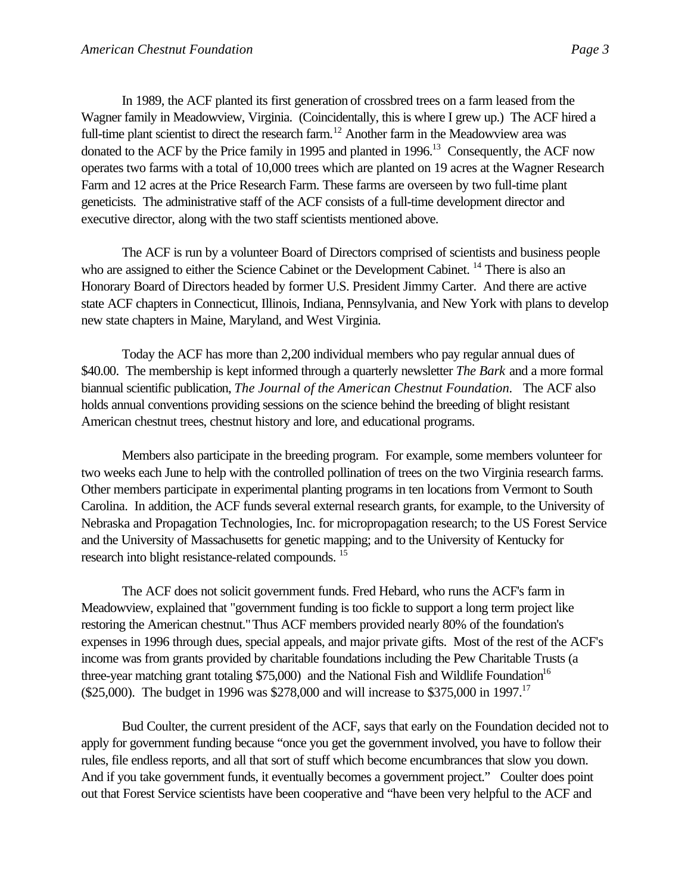In 1989, the ACF planted its first generation of crossbred trees on a farm leased from the Wagner family in Meadowview, Virginia. (Coincidentally, this is where I grew up.) The ACF hired a full-time plant scientist to direct the research farm.[12] Another farm in the Meadowview area was donated to the ACF by the Price family in 1995 and planted in 1996.[13] Consequently, the ACF now operates two farms with a total of 10,000 trees which are planted on 19 acres at the Wagner Research Farm and 12 acres at the Price Research Farm. These farms are overseen by two full-time plant geneticists. The administrative staff of the ACF consists of a full-time development director and executive director, along with the two staff scientists mentioned above.

The ACF is run by a volunteer Board of Directors comprised of scientists and business people who are assigned to either the Science Cabinet or the Development Cabinet. [14] There is also an Honorary Board of Directors headed by former U.S. President Jimmy Carter. And there are active state ACF chapters in Connecticut, Illinois, Indiana, Pennsylvania, and New York with plans to develop new state chapters in Maine, Maryland, and West Virginia.

Today the ACF has more than 2,200 individual members who pay regular annual dues of $40.00. The membership is kept informed through a quarterly newsletter *The Bark* and a more formal biannual scientific publication, *The Journal of the American Chestnut Foundation*. The ACF also holds annual conventions providing sessions on the science behind the breeding of blight resistant American chestnut trees, chestnut history and lore, and educational programs.

Members also participate in the breeding program. For example, some members volunteer for two weeks each June to help with the controlled pollination of trees on the two Virginia research farms. Other members participate in experimental planting programs in ten locations from Vermont to South Carolina. In addition, the ACF funds several external research grants, for example, to the University of Nebraska and Propagation Technologies, Inc. for micropropagation research; to the US Forest Service and the University of Massachusetts for genetic mapping; and to the University of Kentucky for research into blight resistance-related compounds. [15]

The ACF does not solicit government funds. Fred Hebard, who runs the ACF's farm in Meadowview, explained that "government funding is too fickle to support a long term project like restoring the American chestnut." Thus ACF members provided nearly 80% of the foundation's expenses in 1996 through dues, special appeals, and major private gifts. Most of the rest of the ACF's income was from grants provided by charitable foundations including the Pew Charitable Trusts (a three-year matching grant totaling $75,000) and the National Fish and Wildlife Foundation[16] ($25,000). The budget in 1996 was $278,000 and will increase to $375,000 in 1997.[17]

Bud Coulter, the current president of the ACF, says that early on the Foundation decided not to apply for government funding because "once you get the government involved, you have to follow their rules, file endless reports, and all that sort of stuff which become encumbrances that slow you down. And if you take government funds, it eventually becomes a government project." Coulter does point out that Forest Service scientists have been cooperative and "have been very helpful to the ACF and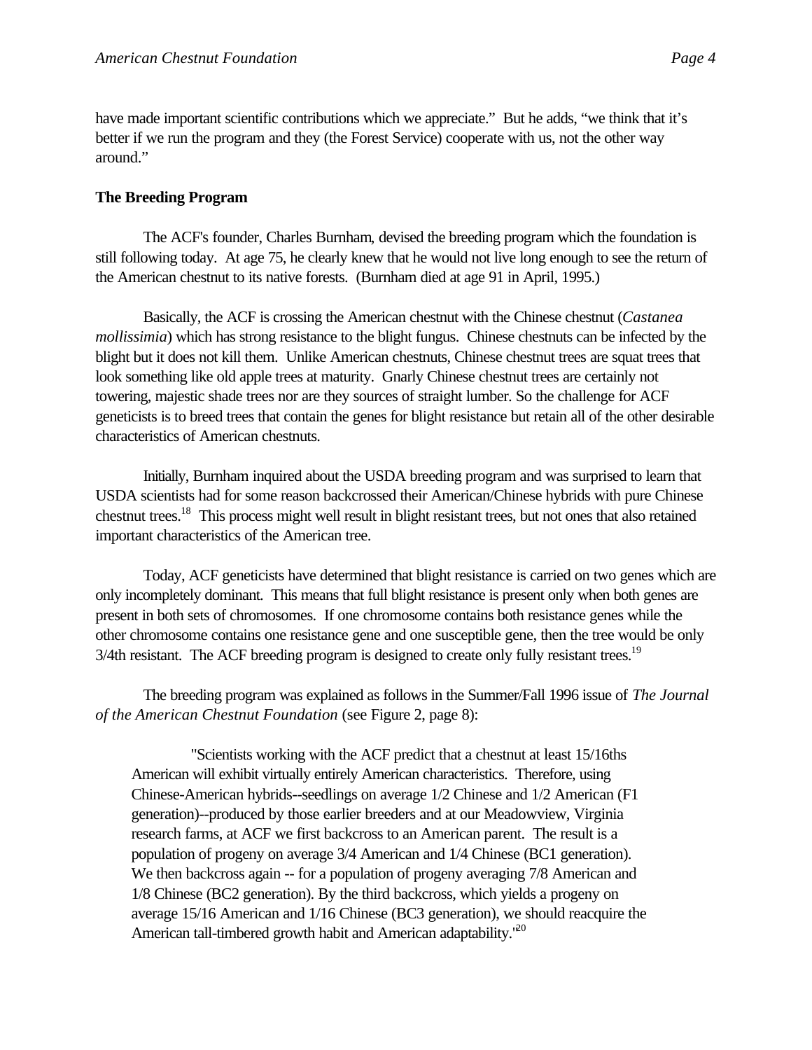have made important scientific contributions which we appreciate." But he adds, "we think that it's better if we run the program and they (the Forest Service) cooperate with us, not the other way around."

**The Breeding Program**

The ACF's founder, Charles Burnham, devised the breeding program which the foundation is still following today. At age 75, he clearly knew that he would not live long enough to see the return of the American chestnut to its native forests. (Burnham died at age 91 in April, 1995.)

Basically, the ACF is crossing the American chestnut with the Chinese chestnut (*Castanea mollissimia*) which has strong resistance to the blight fungus. Chinese chestnuts can be infected by the blight but it does not kill them. Unlike American chestnuts, Chinese chestnut trees are squat trees that look something like old apple trees at maturity. Gnarly Chinese chestnut trees are certainly not towering, majestic shade trees nor are they sources of straight lumber. So the challenge for ACF geneticists is to breed trees that contain the genes for blight resistance but retain all of the other desirable characteristics of American chestnuts.

Initially, Burnham inquired about the USDA breeding program and was surprised to learn that USDA scientists had for some reason backcrossed their American/Chinese hybrids with pure Chinese chestnut trees.[18] This process might well result in blight resistant trees, but not ones that also retained important characteristics of the American tree.

Today, ACF geneticists have determined that blight resistance is carried on two genes which are only incompletely dominant. This means that full blight resistance is present only when both genes are present in both sets of chromosomes. If one chromosome contains both resistance genes while the other chromosome contains one resistance gene and one susceptible gene, then the tree would be only 3/4th resistant. The ACF breeding program is designed to create only fully resistant trees.[19]

The breeding program was explained as follows in the Summer/Fall 1996 issue of *The Journal of the American Chestnut Foundation* (see Figure 2, page 8):

> "Scientists working with the ACF predict that a chestnut at least 15/16ths American will exhibit virtually entirely American characteristics. Therefore, using Chinese-American hybrids--seedlings on average 1/2 Chinese and 1/2 American (F1 generation)--produced by those earlier breeders and at our Meadowview, Virginia research farms, at ACF we first backcross to an American parent. The result is a population of progeny on average 3/4 American and 1/4 Chinese (BC1 generation). We then backcross again -- for a population of progeny averaging 7/8 American and 1/8 Chinese (BC2 generation). By the third backcross, which yields a progeny on average 15/16 American and 1/16 Chinese (BC3 generation), we should reacquire the American tall-timbered growth habit and American adaptability."[20]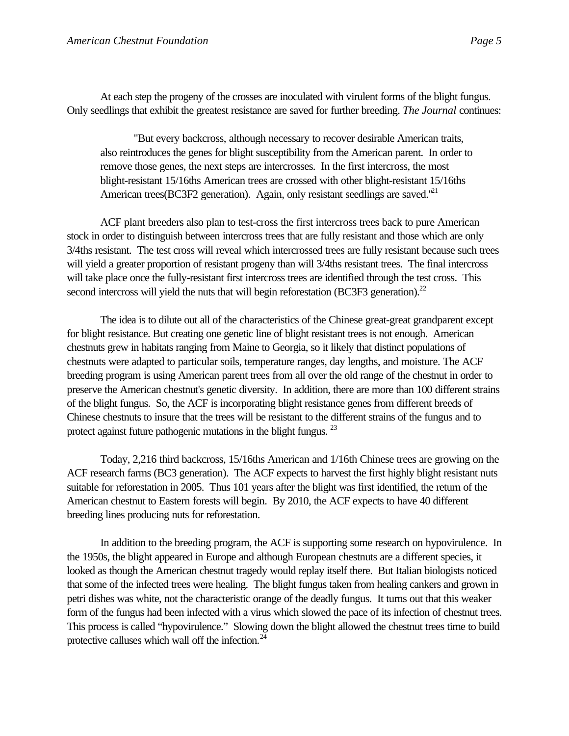At each step the progeny of the crosses are inoculated with virulent forms of the blight fungus. Only seedlings that exhibit the greatest resistance are saved for further breeding. *The Journal* continues:

> "But every backcross, although necessary to recover desirable American traits, also reintroduces the genes for blight susceptibility from the American parent. In order to remove those genes, the next steps are intercrosses. In the first intercross, the most blight-resistant 15/16ths American trees are crossed with other blight-resistant 15/16ths American trees(BC3F2 generation). Again, only resistant seedlings are saved."[21]

ACF plant breeders also plan to test-cross the first intercross trees back to pure American stock in order to distinguish between intercross trees that are fully resistant and those which are only 3/4ths resistant. The test cross will reveal which intercrossed trees are fully resistant because such trees will yield a greater proportion of resistant progeny than will 3/4ths resistant trees. The final intercross will take place once the fully-resistant first intercross trees are identified through the test cross. This second intercross will yield the nuts that will begin reforestation (BC3F3 generation).[22]

The idea is to dilute out all of the characteristics of the Chinese great-great grandparent except for blight resistance. But creating one genetic line of blight resistant trees is not enough. American chestnuts grew in habitats ranging from Maine to Georgia, so it likely that distinct populations of chestnuts were adapted to particular soils, temperature ranges, day lengths, and moisture. The ACF breeding program is using American parent trees from all over the old range of the chestnut in order to preserve the American chestnut's genetic diversity. In addition, there are more than 100 different strains of the blight fungus. So, the ACF is incorporating blight resistance genes from different breeds of Chinese chestnuts to insure that the trees will be resistant to the different strains of the fungus and to protect against future pathogenic mutations in the blight fungus.[23]

Today, 2,216 third backcross, 15/16ths American and 1/16th Chinese trees are growing on the ACF research farms (BC3 generation). The ACF expects to harvest the first highly blight resistant nuts suitable for reforestation in 2005. Thus 101 years after the blight was first identified, the return of the American chestnut to Eastern forests will begin. By 2010, the ACF expects to have 40 different breeding lines producing nuts for reforestation.

In addition to the breeding program, the ACF is supporting some research on hypovirulence. In the 1950s, the blight appeared in Europe and although European chestnuts are a different species, it looked as though the American chestnut tragedy would replay itself there. But Italian biologists noticed that some of the infected trees were healing. The blight fungus taken from healing cankers and grown in petri dishes was white, not the characteristic orange of the deadly fungus. It turns out that this weaker form of the fungus had been infected with a virus which slowed the pace of its infection of chestnut trees. This process is called "hypovirulence." Slowing down the blight allowed the chestnut trees time to build protective calluses which wall off the infection.[24]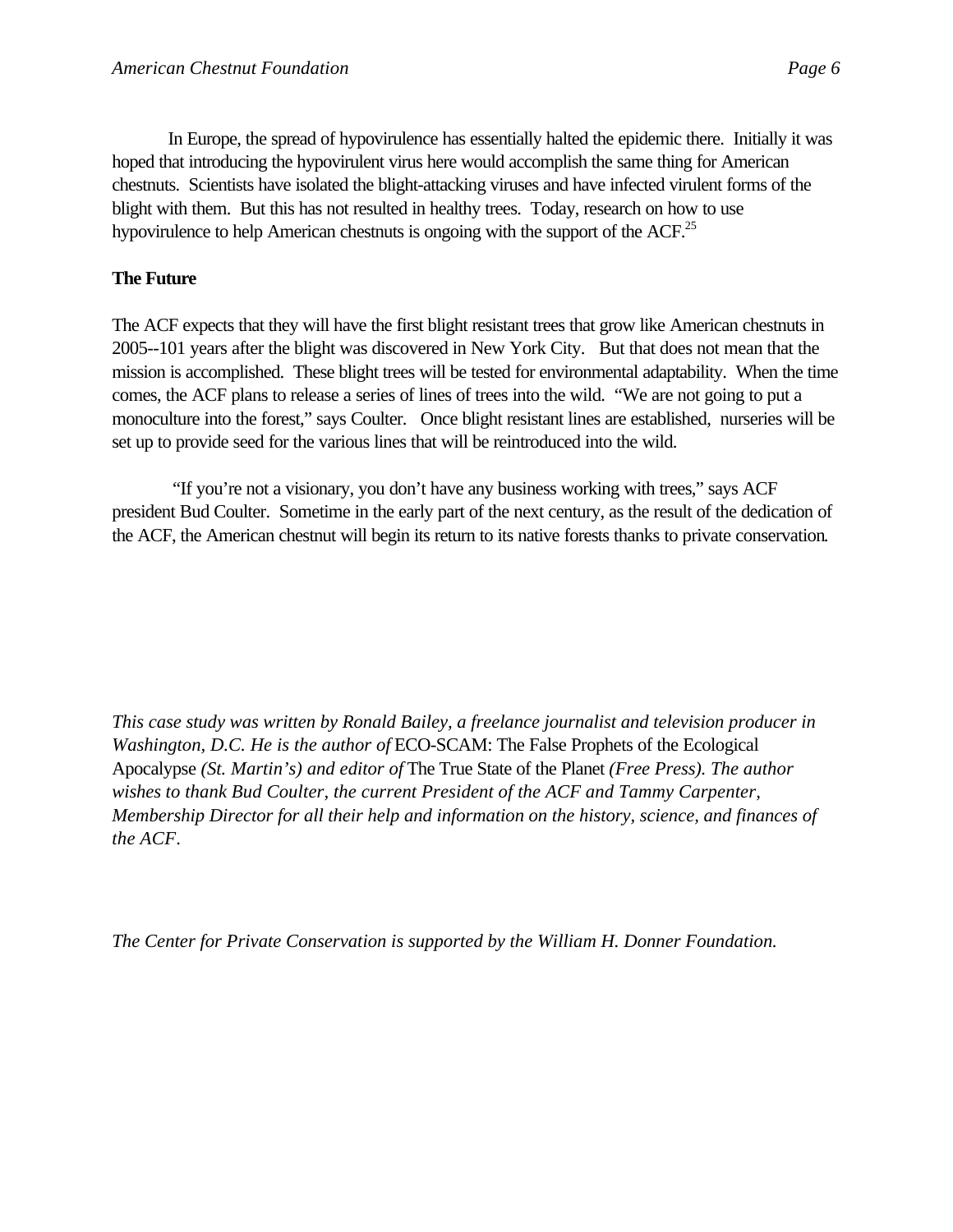In Europe, the spread of hypovirulence has essentially halted the epidemic there. Initially it was hoped that introducing the hypovirulent virus here would accomplish the same thing for American chestnuts. Scientists have isolated the blight-attacking viruses and have infected virulent forms of the blight with them. But this has not resulted in healthy trees. Today, research on how to use hypovirulence to help American chestnuts is ongoing with the support of the ACF.[25]

## The Future

The ACF expects that they will have the first blight resistant trees that grow like American chestnuts in 2005--101 years after the blight was discovered in New York City. But that does not mean that the mission is accomplished. These blight trees will be tested for environmental adaptability. When the time comes, the ACF plans to release a series of lines of trees into the wild. "We are not going to put a monoculture into the forest," says Coulter. Once blight resistant lines are established, nurseries will be set up to provide seed for the various lines that will be reintroduced into the wild.

"If you're not a visionary, you don't have any business working with trees," says ACF president Bud Coulter. Sometime in the early part of the next century, as the result of the dedication of the ACF, the American chestnut will begin its return to its native forests thanks to private conservation.

*This case study was written by Ronald Bailey, a freelance journalist and television producer in Washington, D.C. He is the author of* ECO-SCAM: The False Prophets of the Ecological Apocalypse *(St. Martin's) and editor of* The True State of the Planet *(Free Press). The author wishes to thank Bud Coulter, the current President of the ACF and Tammy Carpenter, Membership Director for all their help and information on the history, science, and finances of the ACF.*

*The Center for Private Conservation is supported by the William H. Donner Foundation.*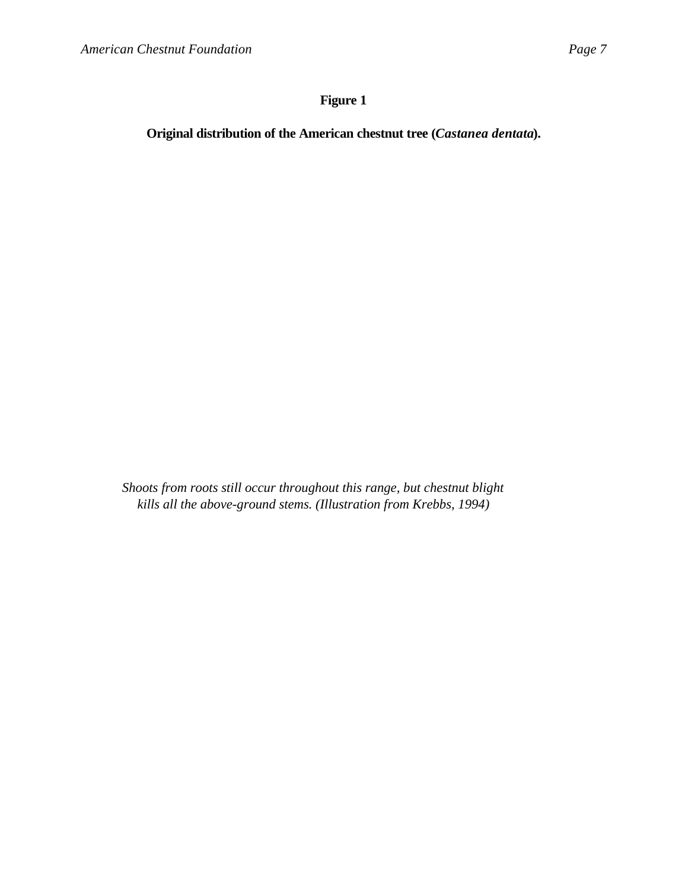**Figure 1**

**Original distribution of the American chestnut tree (*Castanea dentata*).**

*Shoots from roots still occur throughout this range, but chestnut blight kills all the above-ground stems. (Illustration from Krebbs, 1994)*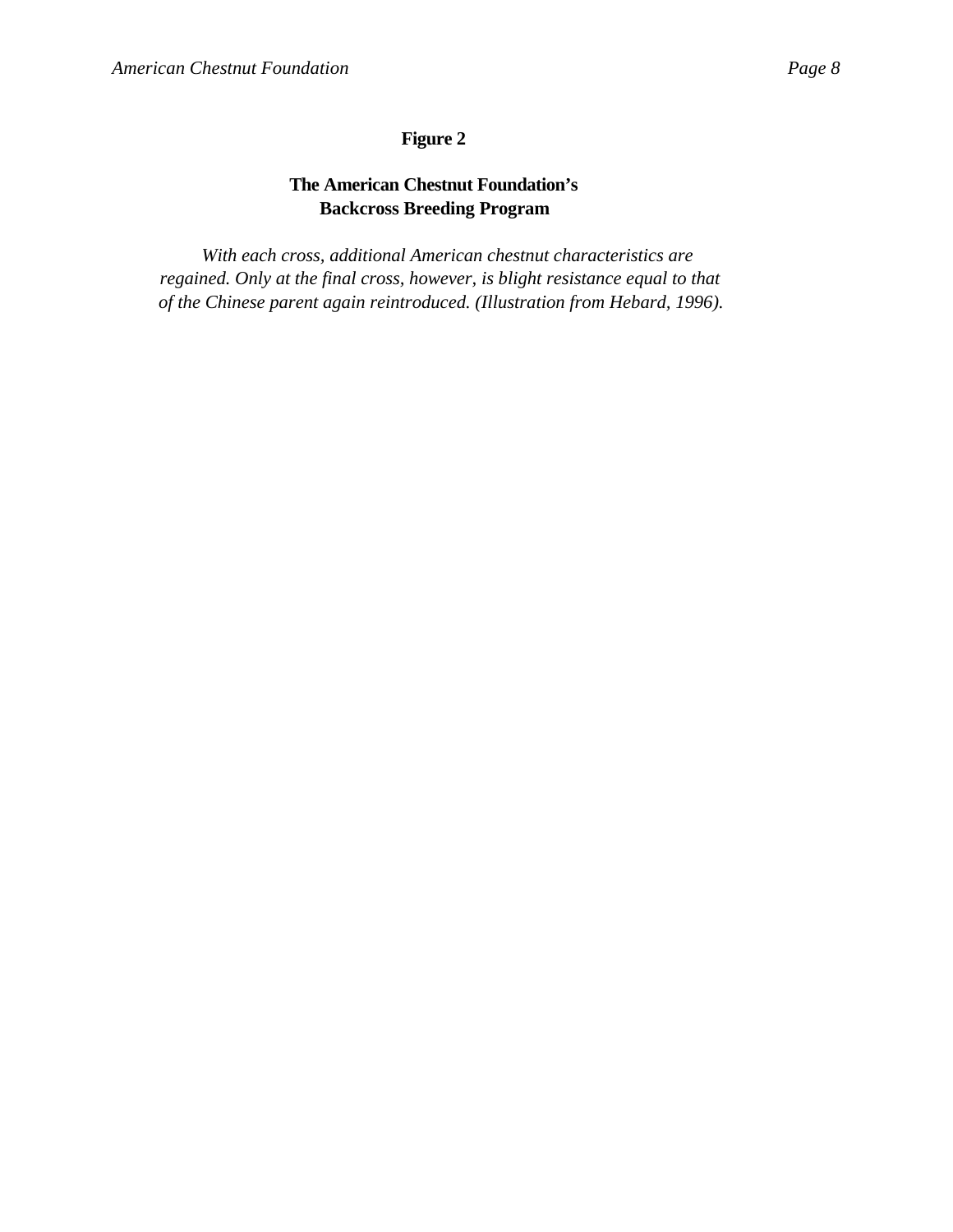**Figure 2**

**The American Chestnut Foundation's Backcross Breeding Program**

*With each cross, additional American chestnut characteristics are regained. Only at the final cross, however, is blight resistance equal to that of the Chinese parent again reintroduced. (Illustration from Hebard, 1996).*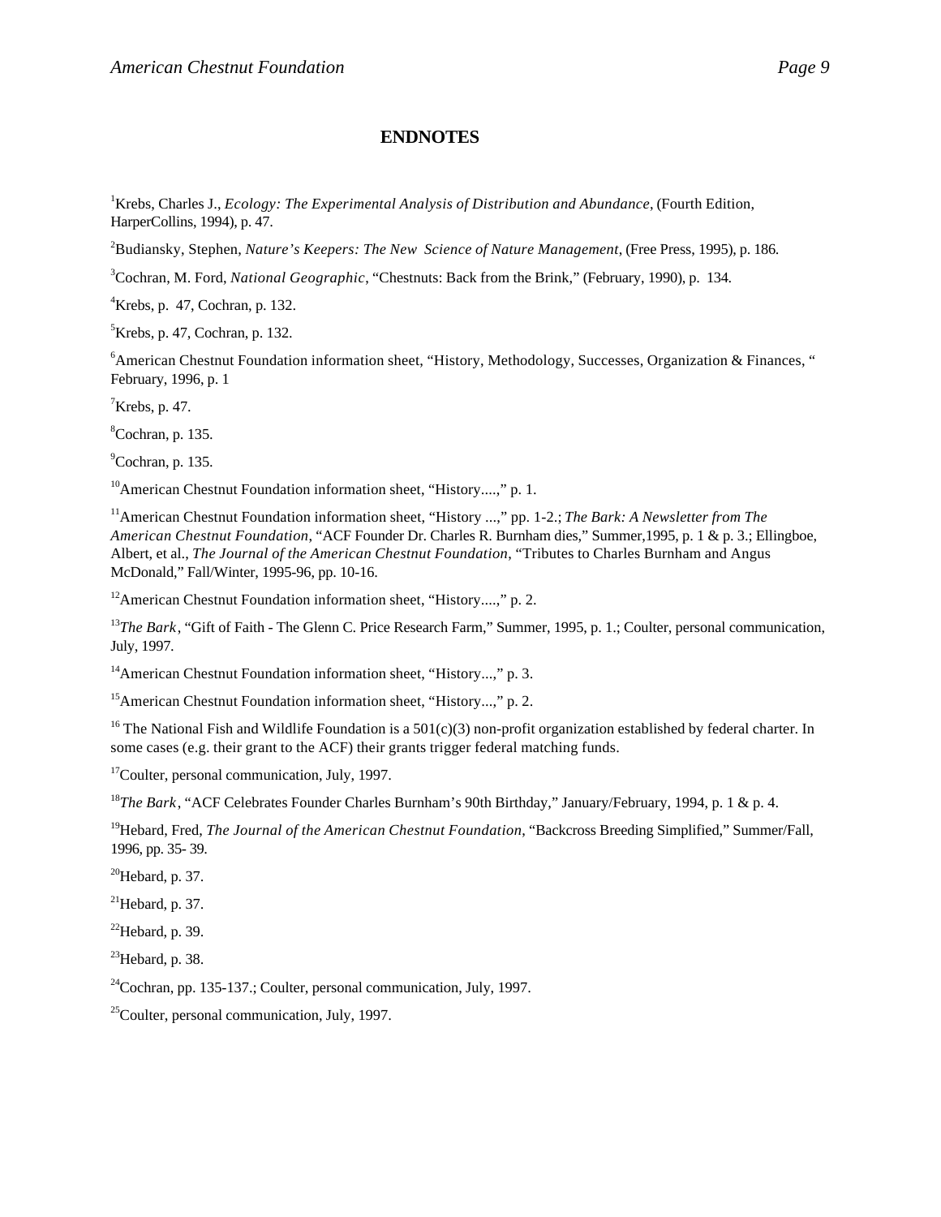## ENDNOTES

[1]Krebs, Charles J., *Ecology: The Experimental Analysis of Distribution and Abundance*, (Fourth Edition, HarperCollins, 1994), p. 47.

[2]Budiansky, Stephen, *Nature's Keepers: The New Science of Nature Management*, (Free Press, 1995), p. 186.

[3]Cochran, M. Ford, *National Geographic*, "Chestnuts: Back from the Brink," (February, 1990), p. 134.

[4]Krebs, p. 47, Cochran, p. 132.

[5]Krebs, p. 47, Cochran, p. 132.

[6]American Chestnut Foundation information sheet, "History, Methodology, Successes, Organization & Finances, " February, 1996, p. 1

[7]Krebs, p. 47.

[8]Cochran, p. 135.

[9]Cochran, p. 135.

[10]American Chestnut Foundation information sheet, "History....," p. 1.

[11]American Chestnut Foundation information sheet, "History ...," pp. 1-2.; *The Bark: A Newsletter from The American Chestnut Foundation*, "ACF Founder Dr. Charles R. Burnham dies," Summer,1995, p. 1 & p. 3.; Ellingboe, Albert, et al., *The Journal of the American Chestnut Foundation*, "Tributes to Charles Burnham and Angus McDonald," Fall/Winter, 1995-96, pp. 10-16.

[12]American Chestnut Foundation information sheet, "History....," p. 2.

[13]*The Bark*, "Gift of Faith - The Glenn C. Price Research Farm," Summer, 1995, p. 1.; Coulter, personal communication, July, 1997.

[14]American Chestnut Foundation information sheet, "History...," p. 3.

[15]American Chestnut Foundation information sheet, "History...," p. 2.

[16] The National Fish and Wildlife Foundation is a 501(c)(3) non-profit organization established by federal charter. In some cases (e.g. their grant to the ACF) their grants trigger federal matching funds.

[17]Coulter, personal communication, July, 1997.

[18]*The Bark*, "ACF Celebrates Founder Charles Burnham's 90th Birthday," January/February, 1994, p. 1 & p. 4.

[19]Hebard, Fred, *The Journal of the American Chestnut Foundation*, "Backcross Breeding Simplified," Summer/Fall, 1996, pp. 35- 39.

[20]Hebard, p. 37.

[21]Hebard, p. 37.

[22]Hebard, p. 39.

[23]Hebard, p. 38.

[24]Cochran, pp. 135-137.; Coulter, personal communication, July, 1997.

[25]Coulter, personal communication, July, 1997.